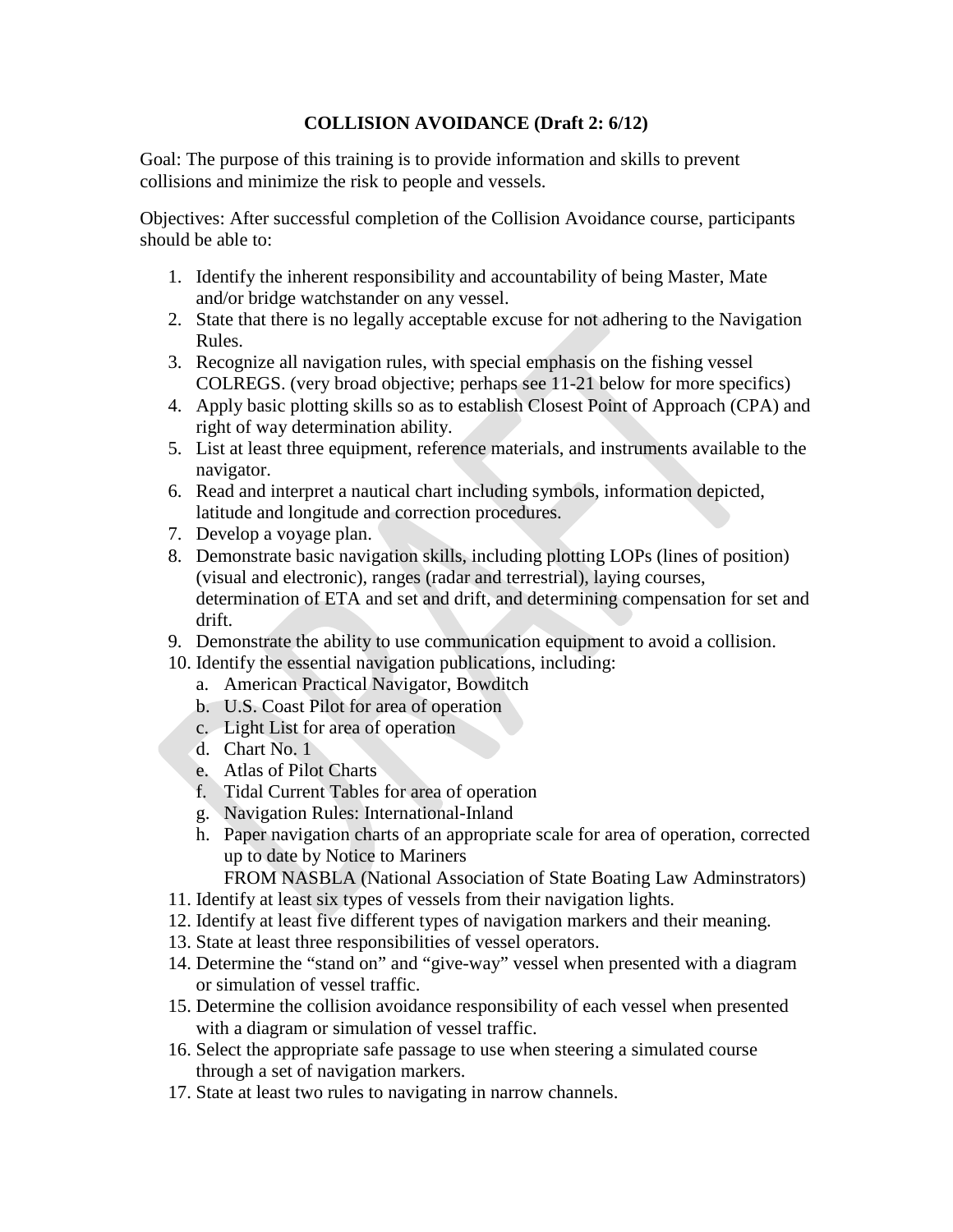# COLLISION AVOIDANCE (Draft 2: 6/12)

Goal: The purpose of this training is to provide information and skills to prevent collisions and minimize the risk to people and vessels.

Objectives: After successful completion of the Collision Avoidance course, participants should be able to:

1. Identify the inherent responsibility and accountability of being Master, Mate and/or bridge watchstander on any vessel.
2. State that there is no legally acceptable excuse for not adhering to the Navigation Rules.
3. Recognize all navigation rules, with special emphasis on the fishing vessel COLREGS. (very broad objective; perhaps see 11-21 below for more specifics)
4. Apply basic plotting skills so as to establish Closest Point of Approach (CPA) and right of way determination ability.
5. List at least three equipment, reference materials, and instruments available to the navigator.
6. Read and interpret a nautical chart including symbols, information depicted, latitude and longitude and correction procedures.
7. Develop a voyage plan.
8. Demonstrate basic navigation skills, including plotting LOPs (lines of position) (visual and electronic), ranges (radar and terrestrial), laying courses, determination of ETA and set and drift, and determining compensation for set and drift.
9. Demonstrate the ability to use communication equipment to avoid a collision.
10. Identify the essential navigation publications, including:
    a. American Practical Navigator, Bowditch
    b. U.S. Coast Pilot for area of operation
    c. Light List for area of operation
    d. Chart No. 1
    e. Atlas of Pilot Charts
    f. Tidal Current Tables for area of operation
    g. Navigation Rules: International-Inland
    h. Paper navigation charts of an appropriate scale for area of operation, corrected up to date by Notice to Mariners

    FROM NASBLA (National Association of State Boating Law Adminstrators)
11. Identify at least six types of vessels from their navigation lights.
12. Identify at least five different types of navigation markers and their meaning.
13. State at least three responsibilities of vessel operators.
14. Determine the "stand on" and "give-way" vessel when presented with a diagram or simulation of vessel traffic.
15. Determine the collision avoidance responsibility of each vessel when presented with a diagram or simulation of vessel traffic.
16. Select the appropriate safe passage to use when steering a simulated course through a set of navigation markers.
17. State at least two rules to navigating in narrow channels.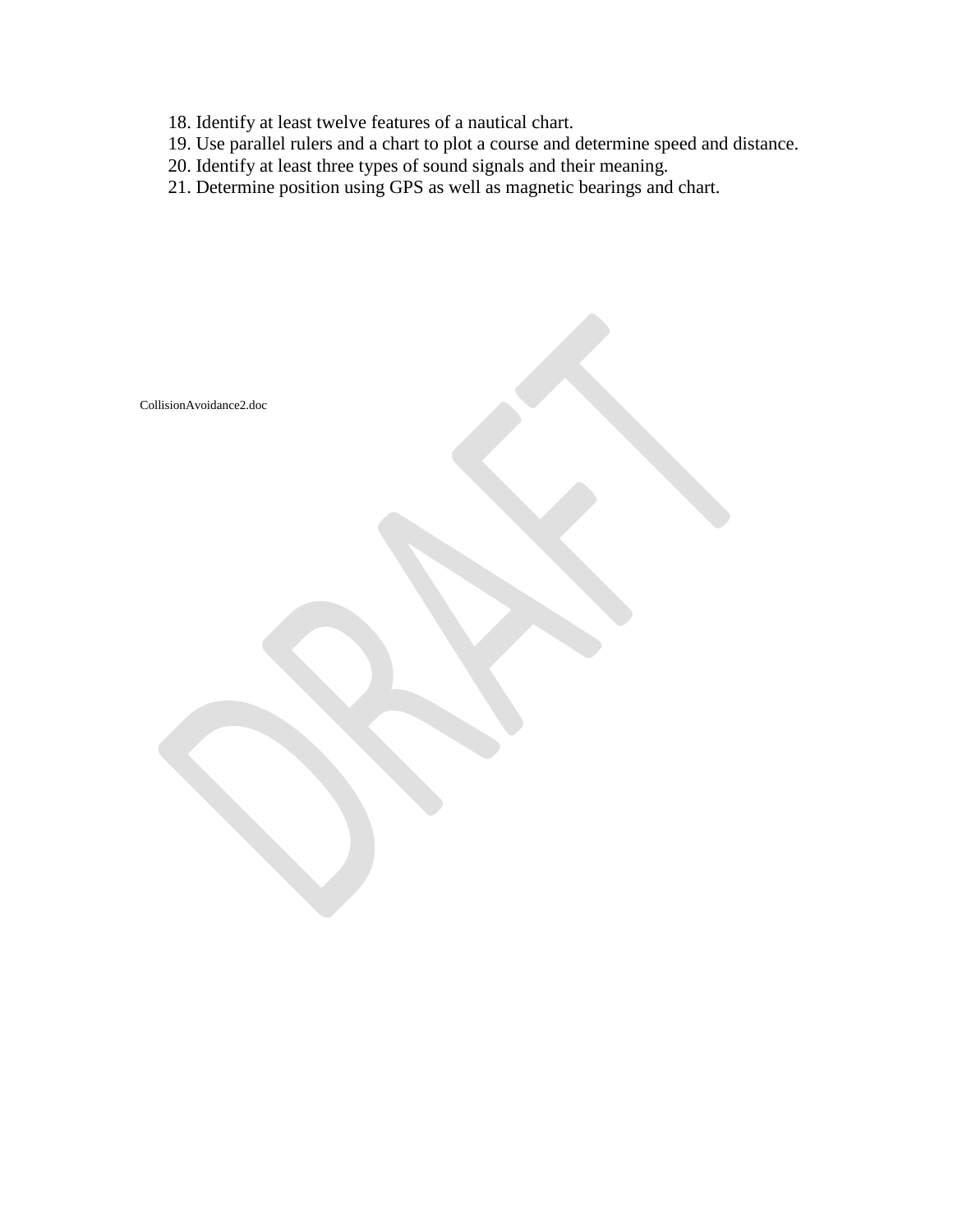18. Identify at least twelve features of a nautical chart.
19. Use parallel rulers and a chart to plot a course and determine speed and distance.
20. Identify at least three types of sound signals and their meaning.
21. Determine position using GPS as well as magnetic bearings and chart.